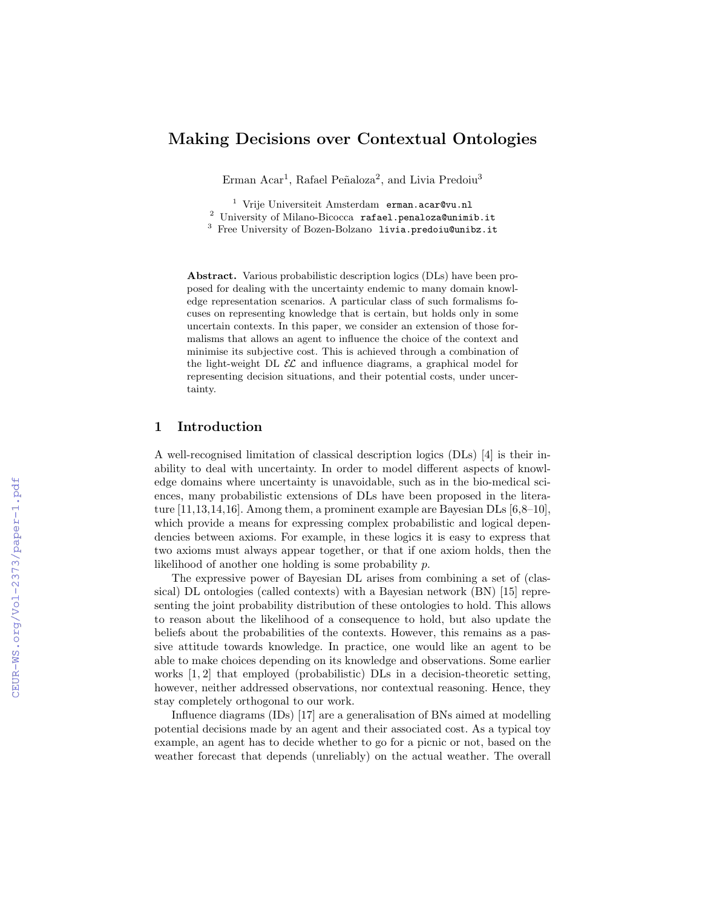# Making Decisions over Contextual Ontologies

Erman Acar[1], Rafael Peñaloza[2], and Livia Predoiu[3]

[1] Vrije Universiteit Amsterdam erman.acar@vu.nl
[2] University of Milano-Bicocca rafael.penaloza@unimib.it
[3] Free University of Bozen-Bolzano livia.predoiu@unibz.it

**Abstract.** Various probabilistic description logics (DLs) have been proposed for dealing with the uncertainty endemic to many domain knowledge representation scenarios. A particular class of such formalisms focuses on representing knowledge that is certain, but holds only in some uncertain contexts. In this paper, we consider an extension of those formalisms that allows an agent to influence the choice of the context and minimise its subjective cost. This is achieved through a combination of the light-weight DL $\mathcal{EL}$ and influence diagrams, a graphical model for representing decision situations, and their potential costs, under uncertainty.

## 1 Introduction

A well-recognised limitation of classical description logics (DLs) [4] is their inability to deal with uncertainty. In order to model different aspects of knowledge domains where uncertainty is unavoidable, such as in the bio-medical sciences, many probabilistic extensions of DLs have been proposed in the literature [11,13,14,16]. Among them, a prominent example are Bayesian DLs [6,8–10], which provide a means for expressing complex probabilistic and logical dependencies between axioms. For example, in these logics it is easy to express that two axioms must always appear together, or that if one axiom holds, then the likelihood of another one holding is some probability $p$.

The expressive power of Bayesian DL arises from combining a set of (classical) DL ontologies (called contexts) with a Bayesian network (BN) [15] representing the joint probability distribution of these ontologies to hold. This allows to reason about the likelihood of a consequence to hold, but also update the beliefs about the probabilities of the contexts. However, this remains as a passive attitude towards knowledge. In practice, one would like an agent to be able to make choices depending on its knowledge and observations. Some earlier works [1, 2] that employed (probabilistic) DLs in a decision-theoretic setting, however, neither addressed observations, nor contextual reasoning. Hence, they stay completely orthogonal to our work.

Influence diagrams (IDs) [17] are a generalisation of BNs aimed at modelling potential decisions made by an agent and their associated cost. As a typical toy example, an agent has to decide whether to go for a picnic or not, based on the weather forecast that depends (unreliably) on the actual weather. The overall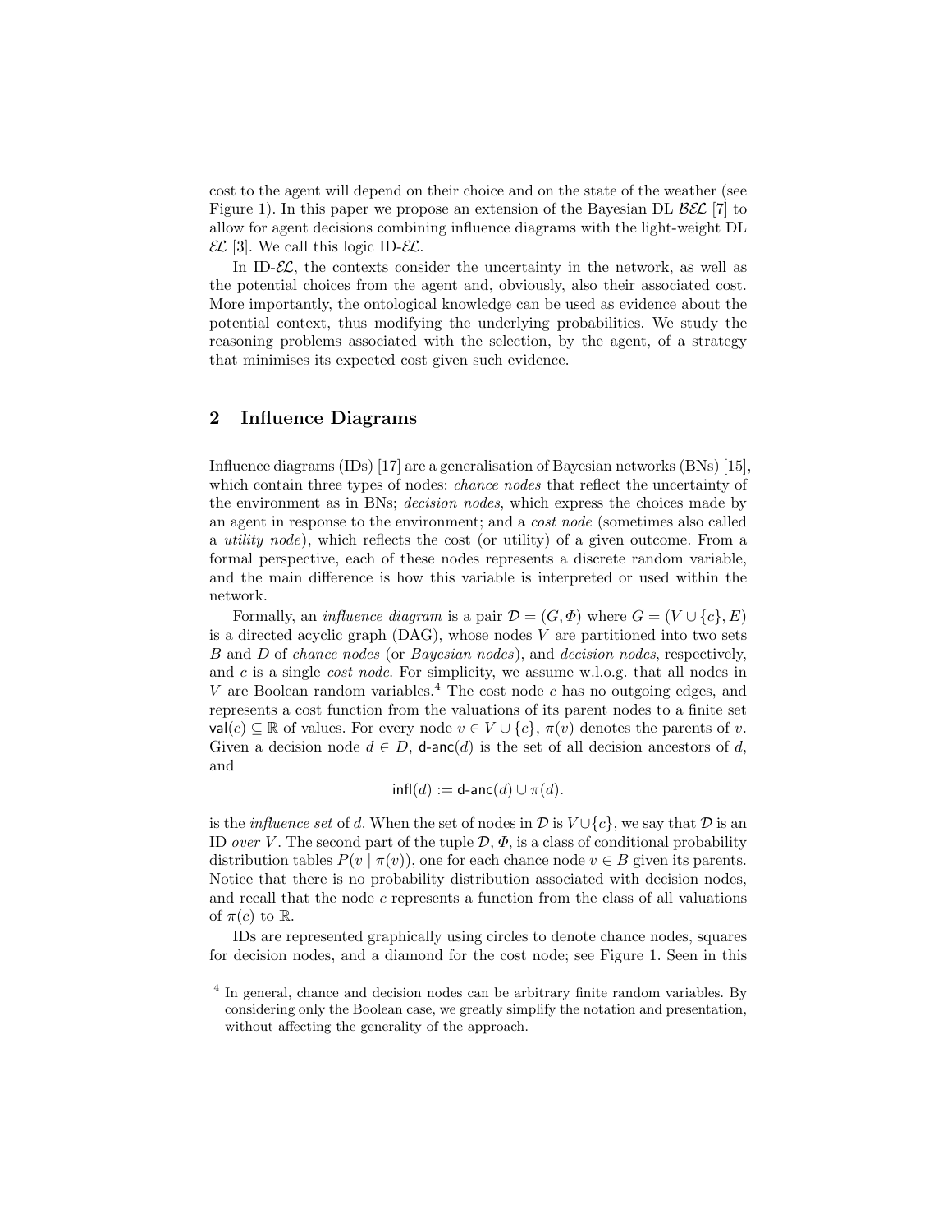cost to the agent will depend on their choice and on the state of the weather (see Figure 1). In this paper we propose an extension of the Bayesian DL $\mathcal{BEL}$ [7] to allow for agent decisions combining influence diagrams with the light-weight DL $\mathcal{EL}$ [3]. We call this logic ID-$\mathcal{EL}$.

In ID-$\mathcal{EL}$, the contexts consider the uncertainty in the network, as well as the potential choices from the agent and, obviously, also their associated cost. More importantly, the ontological knowledge can be used as evidence about the potential context, thus modifying the underlying probabilities. We study the reasoning problems associated with the selection, by the agent, of a strategy that minimises its expected cost given such evidence.

## 2 Influence Diagrams

Influence diagrams (IDs) [17] are a generalisation of Bayesian networks (BNs) [15], which contain three types of nodes: *chance nodes* that reflect the uncertainty of the environment as in BNs; *decision nodes*, which express the choices made by an agent in response to the environment; and a *cost node* (sometimes also called a *utility node*), which reflects the cost (or utility) of a given outcome. From a formal perspective, each of these nodes represents a discrete random variable, and the main difference is how this variable is interpreted or used within the network.

Formally, an *influence diagram* is a pair $\mathcal{D} = (G, \Phi)$ where $G = (V \cup \{c\}, E)$ is a directed acyclic graph (DAG), whose nodes $V$ are partitioned into two sets $B$ and $D$ of *chance nodes* (or *Bayesian nodes*), and *decision nodes*, respectively, and $c$ is a single *cost node*. For simplicity, we assume w.l.o.g. that all nodes in $V$ are Boolean random variables.[4] The cost node $c$ has no outgoing edges, and represents a cost function from the valuations of its parent nodes to a finite set $\mathsf{val}(c) \subseteq \mathbb{R}$ of values. For every node $v \in V \cup \{c\}$, $\pi(v)$ denotes the parents of $v$. Given a decision node $d \in D$, $\mathsf{d\text{-}anc}(d)$ is the set of all decision ancestors of $d$, and

$$\mathsf{infl}(d) := \mathsf{d\text{-}anc}(d) \cup \pi(d).$$

is the *influence set* of $d$. When the set of nodes in $\mathcal{D}$ is $V \cup \{c\}$, we say that $\mathcal{D}$ is an ID *over* $V$. The second part of the tuple $\mathcal{D}$, $\Phi$, is a class of conditional probability distribution tables $P(v \mid \pi(v))$, one for each chance node $v \in B$ given its parents. Notice that there is no probability distribution associated with decision nodes, and recall that the node $c$ represents a function from the class of all valuations of $\pi(c)$ to $\mathbb{R}$.

IDs are represented graphically using circles to denote chance nodes, squares for decision nodes, and a diamond for the cost node; see Figure 1. Seen in this

[4] In general, chance and decision nodes can be arbitrary finite random variables. By considering only the Boolean case, we greatly simplify the notation and presentation, without affecting the generality of the approach.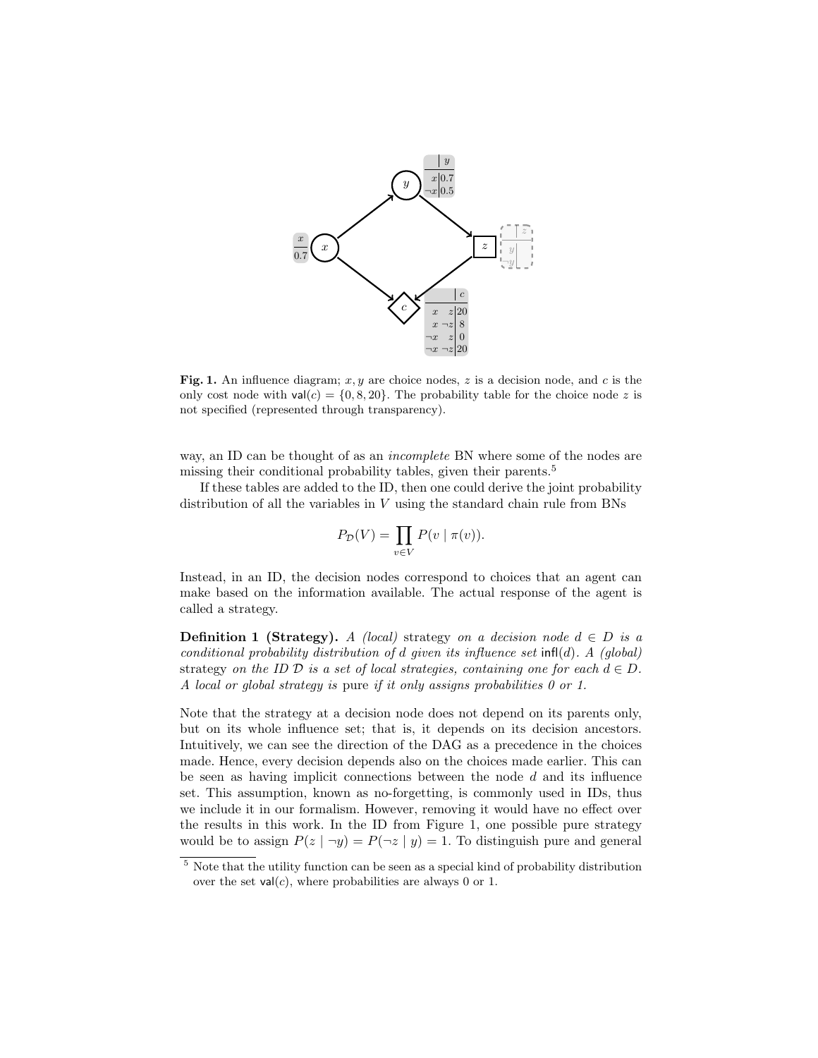| | $y$ |
|---|---|
| $x$ | 0.7 |
| $\neg x$ | 0.5 |

| $x$ |
|---|
| 0.7 |

| | | $c$ |
|---|---|---|
| $x$ | $z$ | 20 |
| $x$ | $\neg z$ | 8 |
| $\neg x$ | $z$ | 0 |
| $\neg x$ | $\neg z$ | 20 |

**Fig. 1.** An influence diagram; $x, y$ are choice nodes, $z$ is a decision node, and $c$ is the only cost node with $\mathsf{val}(c) = \{0, 8, 20\}$. The probability table for the choice node $z$ is not specified (represented through transparency).

way, an ID can be thought of as an *incomplete* BN where some of the nodes are missing their conditional probability tables, given their parents.[5]

If these tables are added to the ID, then one could derive the joint probability distribution of all the variables in $V$ using the standard chain rule from BNs

$$P_{\mathcal{D}}(V) = \prod_{v \in V} P(v \mid \pi(v)).$$

Instead, in an ID, the decision nodes correspond to choices that an agent can make based on the information available. The actual response of the agent is called a strategy.

**Definition 1 (Strategy).** *A (local)* strategy *on a decision node $d \in D$ is a conditional probability distribution of $d$ given its influence set $\mathsf{infl}(d)$. A (global)* strategy *on the ID $\mathcal{D}$ is a set of local strategies, containing one for each $d \in D$. A local or global strategy is* pure *if it only assigns probabilities 0 or 1.*

Note that the strategy at a decision node does not depend on its parents only, but on its whole influence set; that is, it depends on its decision ancestors. Intuitively, we can see the direction of the DAG as a precedence in the choices made. Hence, every decision depends also on the choices made earlier. This can be seen as having implicit connections between the node $d$ and its influence set. This assumption, known as no-forgetting, is commonly used in IDs, thus we include it in our formalism. However, removing it would have no effect over the results in this work. In the ID from Figure 1, one possible pure strategy would be to assign $P(z \mid \neg y) = P(\neg z \mid y) = 1$. To distinguish pure and general

[5] Note that the utility function can be seen as a special kind of probability distribution over the set $\mathsf{val}(c)$, where probabilities are always 0 or 1.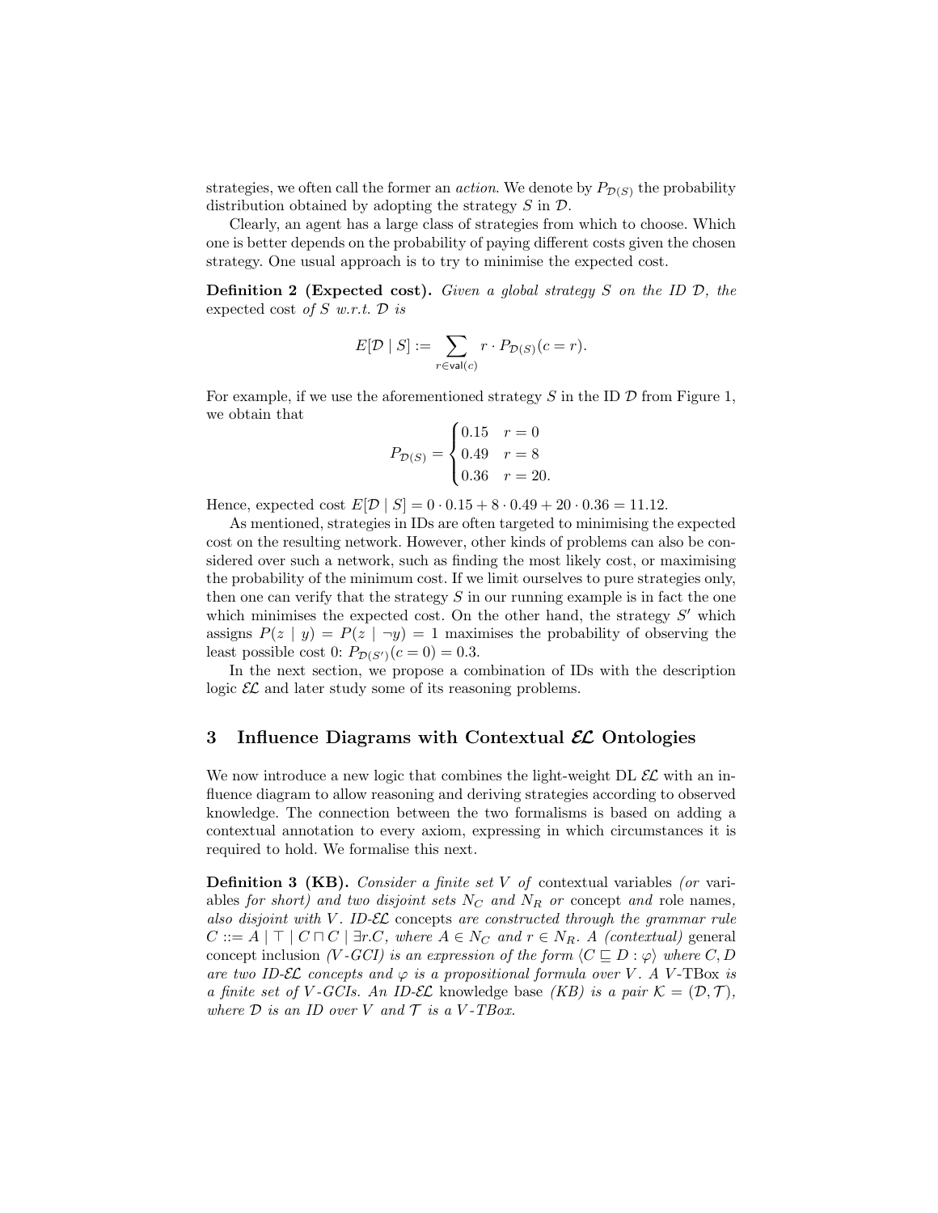strategies, we often call the former an *action*. We denote by $P_{\mathcal{D}(S)}$ the probability distribution obtained by adopting the strategy $S$ in $\mathcal{D}$.

Clearly, an agent has a large class of strategies from which to choose. Which one is better depends on the probability of paying different costs given the chosen strategy. One usual approach is to try to minimise the expected cost.

**Definition 2 (Expected cost).** *Given a global strategy $S$ on the ID $\mathcal{D}$, the* expected cost *of $S$ w.r.t. $\mathcal{D}$ is*

$$E[\mathcal{D} \mid S] := \sum_{r \in \mathsf{val}(c)} r \cdot P_{\mathcal{D}(S)}(c = r).$$

For example, if we use the aforementioned strategy $S$ in the ID $\mathcal{D}$ from Figure 1, we obtain that

$$P_{\mathcal{D}(S)} = \begin{cases} 0.15 & r = 0 \\ 0.49 & r = 8 \\ 0.36 & r = 20. \end{cases}$$

Hence, expected cost $E[\mathcal{D} \mid S] = 0 \cdot 0.15 + 8 \cdot 0.49 + 20 \cdot 0.36 = 11.12$.

As mentioned, strategies in IDs are often targeted to minimising the expected cost on the resulting network. However, other kinds of problems can also be considered over such a network, such as finding the most likely cost, or maximising the probability of the minimum cost. If we limit ourselves to pure strategies only, then one can verify that the strategy $S$ in our running example is in fact the one which minimises the expected cost. On the other hand, the strategy $S'$ which assigns $P(z \mid y) = P(z \mid \neg y) = 1$ maximises the probability of observing the least possible cost 0: $P_{\mathcal{D}(S')}(c = 0) = 0.3$.

In the next section, we propose a combination of IDs with the description logic $\mathcal{EL}$ and later study some of its reasoning problems.

## 3 Influence Diagrams with Contextual $\mathcal{EL}$ Ontologies

We now introduce a new logic that combines the light-weight DL $\mathcal{EL}$ with an influence diagram to allow reasoning and deriving strategies according to observed knowledge. The connection between the two formalisms is based on adding a contextual annotation to every axiom, expressing in which circumstances it is required to hold. We formalise this next.

**Definition 3 (KB).** *Consider a finite set $V$ of* contextual variables *(or* variables *for short) and two disjoint sets $N_C$ and $N_R$ or* concept *and* role names*, also disjoint with $V$. ID-$\mathcal{EL}$* concepts *are constructed through the grammar rule $C ::= A \mid \top \mid C \sqcap C \mid \exists r.C$, where $A \in N_C$ and $r \in N_R$. A (contextual)* general concept inclusion *(V-GCI) is an expression of the form $\langle C \sqsubseteq D : \varphi \rangle$ where $C, D$ are two ID-$\mathcal{EL}$ concepts and $\varphi$ is a propositional formula over $V$. A $V$-*TBox *is a finite set of $V$-GCIs. An ID-$\mathcal{EL}$* knowledge base *(KB) is a pair $\mathcal{K} = (\mathcal{D}, \mathcal{T})$, where $\mathcal{D}$ is an ID over $V$ and $\mathcal{T}$ is a $V$-TBox.*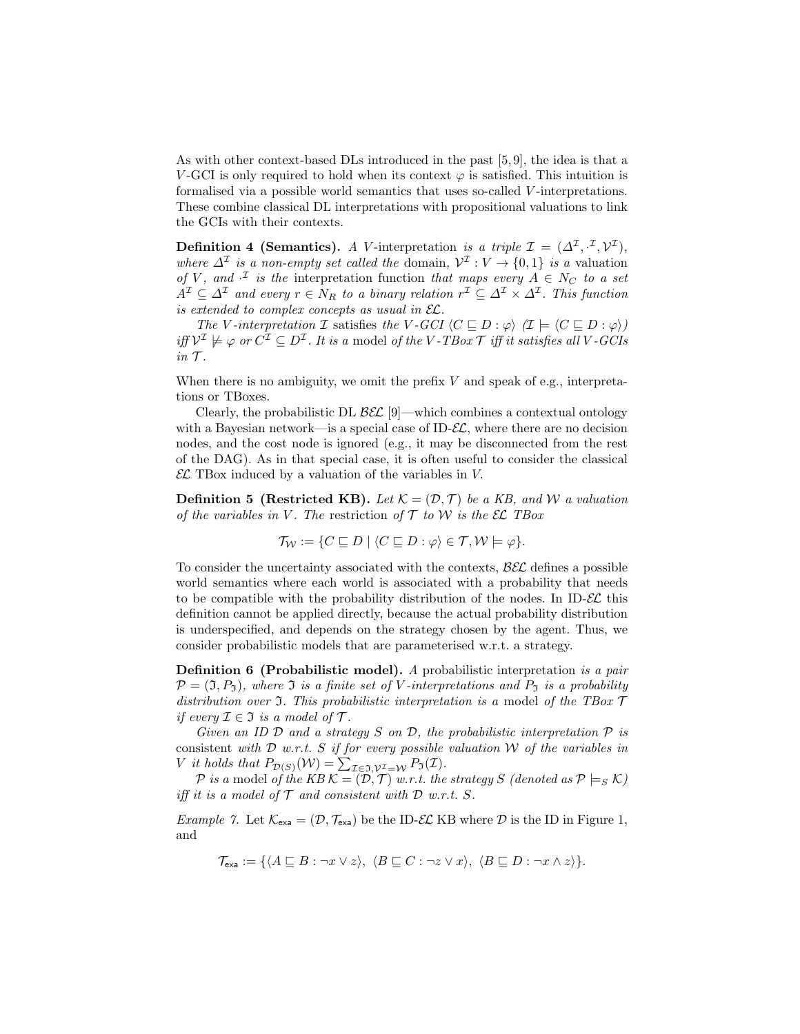As with other context-based DLs introduced in the past [5,9], the idea is that a $V$-GCI is only required to hold when its context $\varphi$ is satisfied. This intuition is formalised via a possible world semantics that uses so-called $V$-interpretations. These combine classical DL interpretations with propositional valuations to link the GCIs with their contexts.

**Definition 4 (Semantics).** *A* $V$-interpretation *is a triple* $\mathcal{I} = (\Delta^{\mathcal{I}}, \cdot^{\mathcal{I}}, \mathcal{V}^{\mathcal{I}})$, *where* $\Delta^{\mathcal{I}}$ *is a non-empty set called the* domain, $\mathcal{V}^{\mathcal{I}} : V \to \{0,1\}$ *is a* valuation *of* $V$, *and* $\cdot^{\mathcal{I}}$ *is the* interpretation function *that maps every* $A \in N_C$ *to a set* $A^{\mathcal{I}} \subseteq \Delta^{\mathcal{I}}$ *and every* $r \in N_R$ *to a binary relation* $r^{\mathcal{I}} \subseteq \Delta^{\mathcal{I}} \times \Delta^{\mathcal{I}}$. *This function is extended to complex concepts as usual in* $\mathcal{EL}$.

*The* $V$*-interpretation* $\mathcal{I}$ satisfies *the* $V$*-GCI* $\langle C \sqsubseteq D : \varphi \rangle$ $(\mathcal{I} \models \langle C \sqsubseteq D : \varphi \rangle)$ *iff* $\mathcal{V}^{\mathcal{I}} \not\models \varphi$ *or* $C^{\mathcal{I}} \subseteq D^{\mathcal{I}}$. *It is a* model *of the* $V$*-TBox* $\mathcal{T}$ *iff it satisfies all* $V$*-GCIs in* $\mathcal{T}$.

When there is no ambiguity, we omit the prefix $V$ and speak of e.g., interpretations or TBoxes.

Clearly, the probabilistic DL $\mathcal{BEL}$ [9]—which combines a contextual ontology with a Bayesian network—is a special case of ID-$\mathcal{EL}$, where there are no decision nodes, and the cost node is ignored (e.g., it may be disconnected from the rest of the DAG). As in that special case, it is often useful to consider the classical $\mathcal{EL}$ TBox induced by a valuation of the variables in $V$.

**Definition 5 (Restricted KB).** *Let* $\mathcal{K} = (\mathcal{D}, \mathcal{T})$ *be a KB, and* $\mathcal{W}$ *a valuation of the variables in* $V$. *The* restriction *of* $\mathcal{T}$ *to* $\mathcal{W}$ *is the* $\mathcal{EL}$ *TBox*

$$\mathcal{T}_{\mathcal{W}} := \{C \sqsubseteq D \mid \langle C \sqsubseteq D : \varphi \rangle \in \mathcal{T}, \mathcal{W} \models \varphi\}.$$

To consider the uncertainty associated with the contexts, $\mathcal{BEL}$ defines a possible world semantics where each world is associated with a probability that needs to be compatible with the probability distribution of the nodes. In ID-$\mathcal{EL}$ this definition cannot be applied directly, because the actual probability distribution is underspecified, and depends on the strategy chosen by the agent. Thus, we consider probabilistic models that are parameterised w.r.t. a strategy.

**Definition 6 (Probabilistic model).** *A* probabilistic interpretation *is a pair* $\mathcal{P} = (\mathfrak{I}, P_{\mathfrak{I}})$, *where* $\mathfrak{I}$ *is a finite set of* $V$*-interpretations and* $P_{\mathfrak{I}}$ *is a probability distribution over* $\mathfrak{I}$. *This probabilistic interpretation is a* model *of the TBox* $\mathcal{T}$ *if every* $\mathcal{I} \in \mathfrak{I}$ *is a model of* $\mathcal{T}$.

*Given an ID* $\mathcal{D}$ *and a strategy* $S$ *on* $\mathcal{D}$, *the probabilistic interpretation* $\mathcal{P}$ *is* consistent *with* $\mathcal{D}$ *w.r.t.* $S$ *if for every possible valuation* $\mathcal{W}$ *of the variables in* $V$ *it holds that* $P_{\mathcal{D}(S)}(\mathcal{W}) = \sum_{\mathcal{I} \in \mathfrak{I}, \mathcal{V}^{\mathcal{I}} = \mathcal{W}} P_{\mathfrak{I}}(\mathcal{I})$.

$\mathcal{P}$ *is a* model *of the KB* $\mathcal{K} = (\mathcal{D}, \mathcal{T})$ *w.r.t. the strategy* $S$ *(denoted as* $\mathcal{P} \models_S \mathcal{K}$*) iff it is a model of* $\mathcal{T}$ *and consistent with* $\mathcal{D}$ *w.r.t.* $S$.

*Example 7.* Let $\mathcal{K}_{\mathsf{exa}} = (\mathcal{D}, \mathcal{T}_{\mathsf{exa}})$ be the ID-$\mathcal{EL}$ KB where $\mathcal{D}$ is the ID in Figure 1, and

$$\mathcal{T}_{\mathsf{exa}} := \{\langle A \sqsubseteq B : \neg x \vee z \rangle,\ \langle B \sqsubseteq C : \neg z \vee x \rangle,\ \langle B \sqsubseteq D : \neg x \wedge z \rangle\}.$$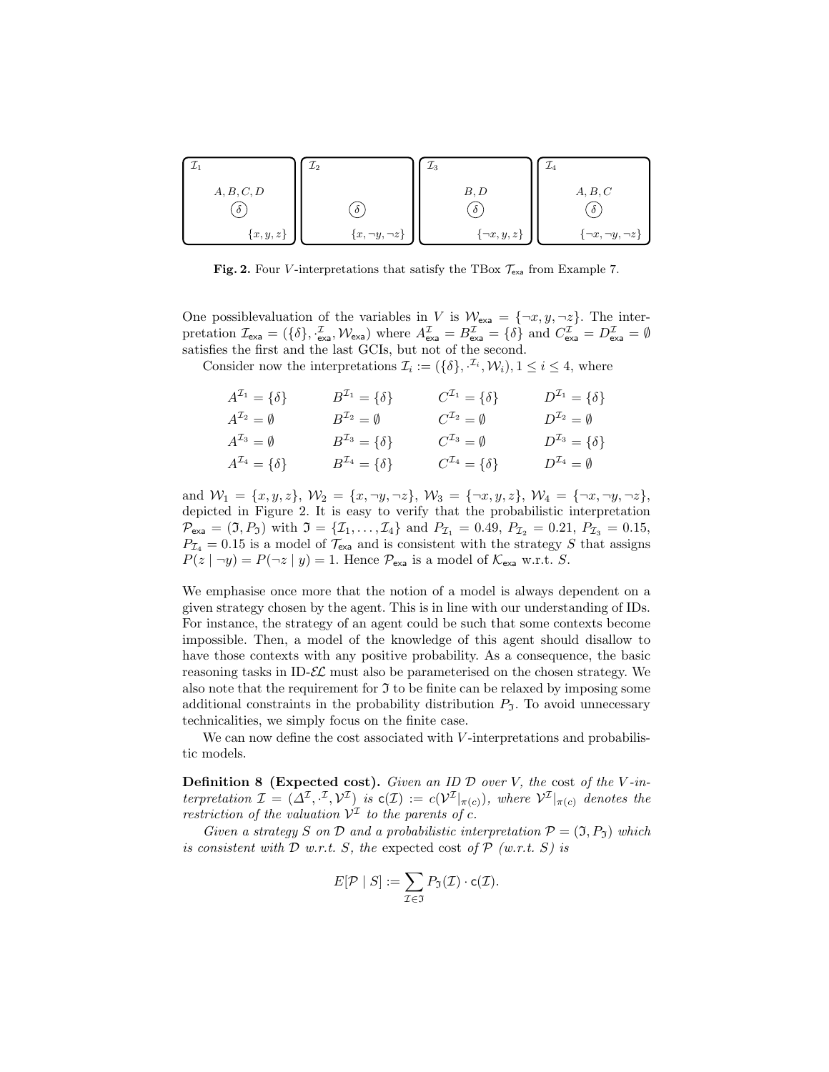| $\mathcal{I}_1$ | $\mathcal{I}_2$ | $\mathcal{I}_3$ | $\mathcal{I}_4$ |
|---|---|---|---|
| $A, B, C, D$ | | $B, D$ | $A, B, C$ |
| $\delta$ | $\delta$ | $\delta$ | $\delta$ |
| $\{x, y, z\}$ | $\{x, \neg y, \neg z\}$ | $\{\neg x, y, z\}$ | $\{\neg x, \neg y, \neg z\}$ |

**Fig. 2.** Four $V$-interpretations that satisfy the TBox $\mathcal{T}_{\mathsf{exa}}$ from Example 7.

One possiblevaluation of the variables in $V$ is $\mathcal{W}_{\mathsf{exa}} = \{\neg x, y, \neg z\}$. The interpretation $\mathcal{I}_{\mathsf{exa}} = (\{\delta\}, \cdot^{\mathcal{I}}_{\mathsf{exa}}, \mathcal{W}_{\mathsf{exa}})$ where $A^{\mathcal{I}}_{\mathsf{exa}} = B^{\mathcal{I}}_{\mathsf{exa}} = \{\delta\}$ and $C^{\mathcal{I}}_{\mathsf{exa}} = D^{\mathcal{I}}_{\mathsf{exa}} = \emptyset$ satisfies the first and the last GCIs, but not of the second.

Consider now the interpretations $\mathcal{I}_i := (\{\delta\}, \cdot^{\mathcal{I}_i}, \mathcal{W}_i)$, $1 \leq i \leq 4$, where

$$
\begin{array}{llll}
A^{\mathcal{I}_1} = \{\delta\} & B^{\mathcal{I}_1} = \{\delta\} & C^{\mathcal{I}_1} = \{\delta\} & D^{\mathcal{I}_1} = \{\delta\} \\
A^{\mathcal{I}_2} = \emptyset & B^{\mathcal{I}_2} = \emptyset & C^{\mathcal{I}_2} = \emptyset & D^{\mathcal{I}_2} = \emptyset \\
A^{\mathcal{I}_3} = \emptyset & B^{\mathcal{I}_3} = \{\delta\} & C^{\mathcal{I}_3} = \emptyset & D^{\mathcal{I}_3} = \{\delta\} \\
A^{\mathcal{I}_4} = \{\delta\} & B^{\mathcal{I}_4} = \{\delta\} & C^{\mathcal{I}_4} = \{\delta\} & D^{\mathcal{I}_4} = \emptyset
\end{array}
$$

and $\mathcal{W}_1 = \{x, y, z\}$, $\mathcal{W}_2 = \{x, \neg y, \neg z\}$, $\mathcal{W}_3 = \{\neg x, y, z\}$, $\mathcal{W}_4 = \{\neg x, \neg y, \neg z\}$, depicted in Figure 2. It is easy to verify that the probabilistic interpretation $\mathcal{P}_{\mathsf{exa}} = (\mathfrak{I}, P_{\mathfrak{I}})$ with $\mathfrak{I} = \{\mathcal{I}_1, \ldots, \mathcal{I}_4\}$ and $P_{\mathcal{I}_1} = 0.49$, $P_{\mathcal{I}_2} = 0.21$, $P_{\mathcal{I}_3} = 0.15$, $P_{\mathcal{I}_4} = 0.15$ is a model of $\mathcal{T}_{\mathsf{exa}}$ and is consistent with the strategy $S$ that assigns $P(z \mid \neg y) = P(\neg z \mid y) = 1$. Hence $\mathcal{P}_{\mathsf{exa}}$ is a model of $\mathcal{K}_{\mathsf{exa}}$ w.r.t. $S$.

We emphasise once more that the notion of a model is always dependent on a given strategy chosen by the agent. This is in line with our understanding of IDs. For instance, the strategy of an agent could be such that some contexts become impossible. Then, a model of the knowledge of this agent should disallow to have those contexts with any positive probability. As a consequence, the basic reasoning tasks in ID-$\mathcal{EL}$ must also be parameterised on the chosen strategy. We also note that the requirement for $\mathfrak{I}$ to be finite can be relaxed by imposing some additional constraints in the probability distribution $P_{\mathfrak{I}}$. To avoid unnecessary technicalities, we simply focus on the finite case.

We can now define the cost associated with $V$-interpretations and probabilistic models.

**Definition 8 (Expected cost).** *Given an ID $\mathcal{D}$ over $V$, the* cost *of the $V$-interpretation $\mathcal{I} = (\Delta^{\mathcal{I}}, \cdot^{\mathcal{I}}, \mathcal{V}^{\mathcal{I}})$ is $\mathsf{c}(\mathcal{I}) := c(\mathcal{V}^{\mathcal{I}}|_{\pi(c)})$, where $\mathcal{V}^{\mathcal{I}}|_{\pi(c)}$ denotes the restriction of the valuation $\mathcal{V}^{\mathcal{I}}$ to the parents of $c$.*

*Given a strategy $S$ on $\mathcal{D}$ and a probabilistic interpretation $\mathcal{P} = (\mathfrak{I}, P_{\mathfrak{I}})$ which is consistent with $\mathcal{D}$ w.r.t. $S$, the* expected cost *of $\mathcal{P}$ (w.r.t. $S$) is*

$$E[\mathcal{P} \mid S] := \sum_{\mathcal{I} \in \mathfrak{I}} P_{\mathfrak{I}}(\mathcal{I}) \cdot \mathsf{c}(\mathcal{I}).$$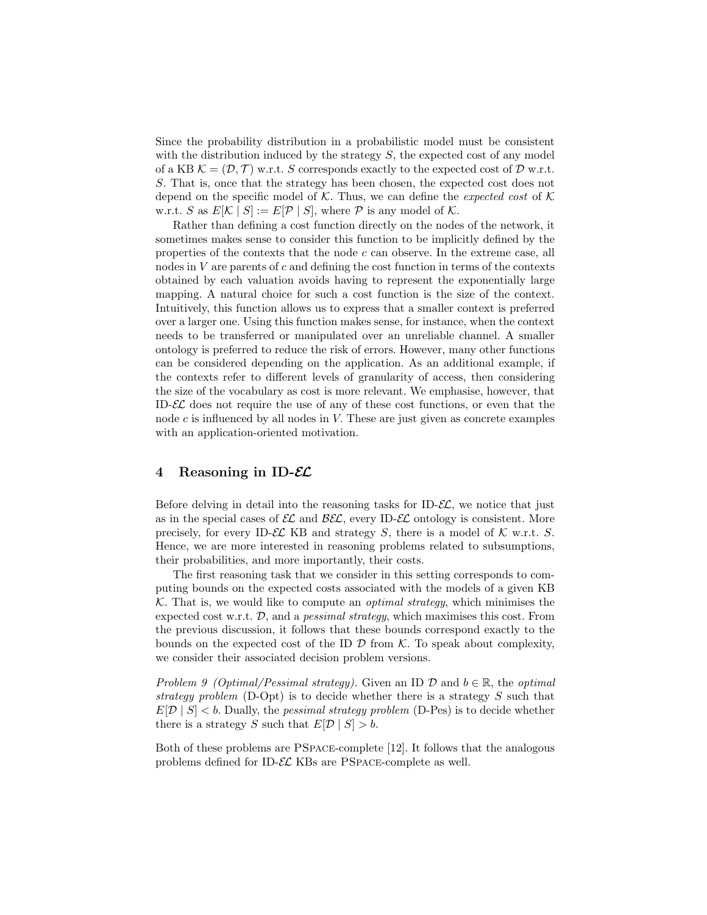Since the probability distribution in a probabilistic model must be consistent with the distribution induced by the strategy $S$, the expected cost of any model of a KB $\mathcal{K} = (\mathcal{D}, \mathcal{T})$ w.r.t. $S$ corresponds exactly to the expected cost of $\mathcal{D}$ w.r.t. $S$. That is, once that the strategy has been chosen, the expected cost does not depend on the specific model of $\mathcal{K}$. Thus, we can define the *expected cost* of $\mathcal{K}$ w.r.t. $S$ as $E[\mathcal{K} \mid S] := E[\mathcal{P} \mid S]$, where $\mathcal{P}$ is any model of $\mathcal{K}$.

Rather than defining a cost function directly on the nodes of the network, it sometimes makes sense to consider this function to be implicitly defined by the properties of the contexts that the node $c$ can observe. In the extreme case, all nodes in $V$ are parents of $c$ and defining the cost function in terms of the contexts obtained by each valuation avoids having to represent the exponentially large mapping. A natural choice for such a cost function is the size of the context. Intuitively, this function allows us to express that a smaller context is preferred over a larger one. Using this function makes sense, for instance, when the context needs to be transferred or manipulated over an unreliable channel. A smaller ontology is preferred to reduce the risk of errors. However, many other functions can be considered depending on the application. As an additional example, if the contexts refer to different levels of granularity of access, then considering the size of the vocabulary as cost is more relevant. We emphasise, however, that ID-$\mathcal{EL}$ does not require the use of any of these cost functions, or even that the node $c$ is influenced by all nodes in $V$. These are just given as concrete examples with an application-oriented motivation.

## 4 Reasoning in ID-$\mathcal{EL}$

Before delving in detail into the reasoning tasks for ID-$\mathcal{EL}$, we notice that just as in the special cases of $\mathcal{EL}$ and $\mathcal{BEL}$, every ID-$\mathcal{EL}$ ontology is consistent. More precisely, for every ID-$\mathcal{EL}$ KB and strategy $S$, there is a model of $\mathcal{K}$ w.r.t. $S$. Hence, we are more interested in reasoning problems related to subsumptions, their probabilities, and more importantly, their costs.

The first reasoning task that we consider in this setting corresponds to computing bounds on the expected costs associated with the models of a given KB $\mathcal{K}$. That is, we would like to compute an *optimal strategy*, which minimises the expected cost w.r.t. $\mathcal{D}$, and a *pessimal strategy*, which maximises this cost. From the previous discussion, it follows that these bounds correspond exactly to the bounds on the expected cost of the ID $\mathcal{D}$ from $\mathcal{K}$. To speak about complexity, we consider their associated decision problem versions.

*Problem 9 (Optimal/Pessimal strategy).* Given an ID $\mathcal{D}$ and $b \in \mathbb{R}$, the *optimal strategy problem* (D-Opt) is to decide whether there is a strategy $S$ such that $E[\mathcal{D} \mid S] < b$. Dually, the *pessimal strategy problem* (D-Pes) is to decide whether there is a strategy $S$ such that $E[\mathcal{D} \mid S] > b$.

Both of these problems are PSpace-complete [12]. It follows that the analogous problems defined for ID-$\mathcal{EL}$ KBs are PSpace-complete as well.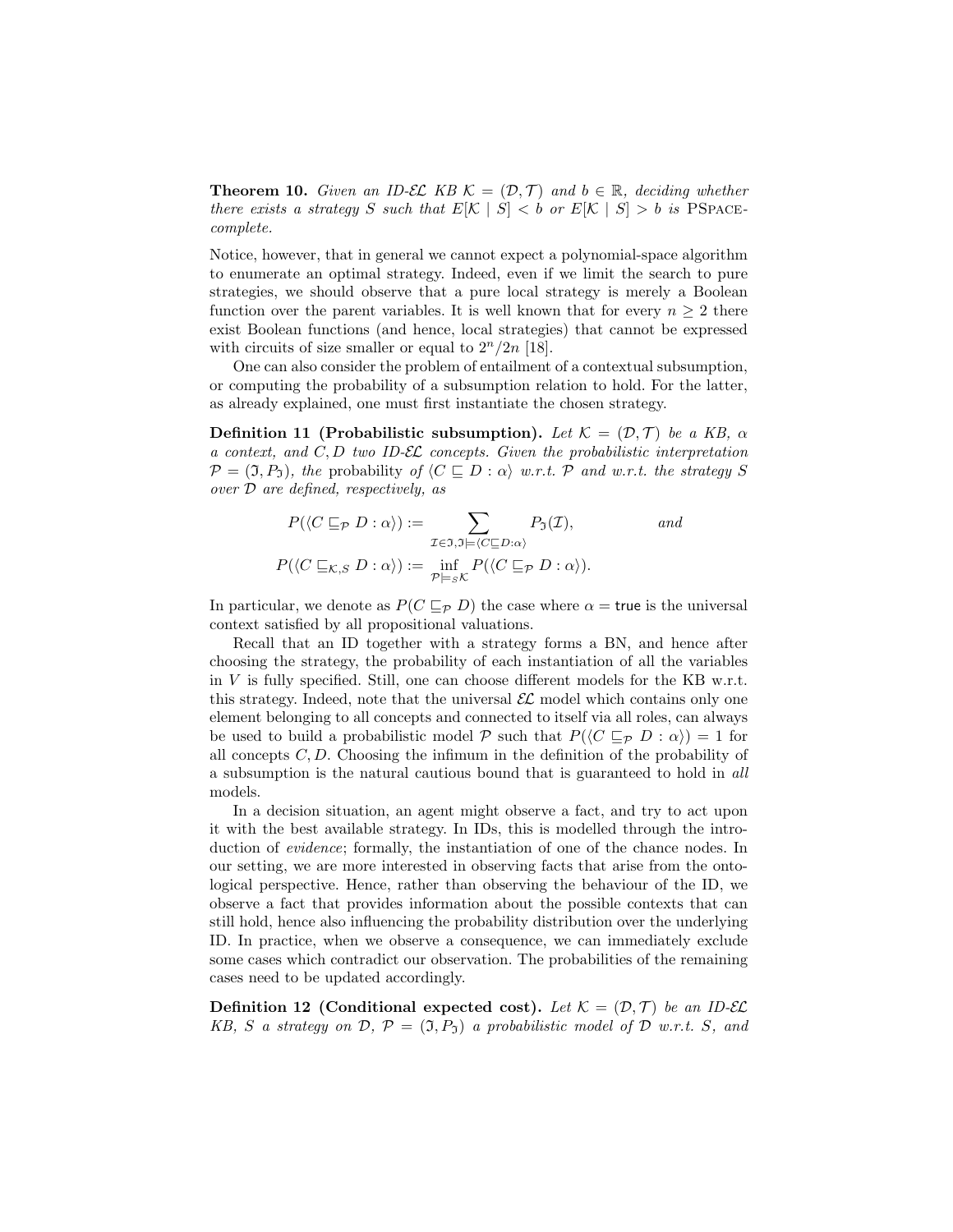**Theorem 10.** *Given an ID-$\mathcal{EL}$ KB $\mathcal{K} = (\mathcal{D}, \mathcal{T})$ and $b \in \mathbb{R}$, deciding whether there exists a strategy $S$ such that $E[\mathcal{K} \mid S] < b$ or $E[\mathcal{K} \mid S] > b$ is* PSpace*-complete.*

Notice, however, that in general we cannot expect a polynomial-space algorithm to enumerate an optimal strategy. Indeed, even if we limit the search to pure strategies, we should observe that a pure local strategy is merely a Boolean function over the parent variables. It is well known that for every $n \geq 2$ there exist Boolean functions (and hence, local strategies) that cannot be expressed with circuits of size smaller or equal to $2^n/2n$ [18].

One can also consider the problem of entailment of a contextual subsumption, or computing the probability of a subsumption relation to hold. For the latter, as already explained, one must first instantiate the chosen strategy.

**Definition 11 (Probabilistic subsumption).** *Let $\mathcal{K} = (\mathcal{D}, \mathcal{T})$ be a KB, $\alpha$ a context, and $C, D$ two ID-$\mathcal{EL}$ concepts. Given the probabilistic interpretation $\mathcal{P} = (\mathfrak{I}, P_{\mathfrak{I}})$, the* probability *of $\langle C \sqsubseteq D : \alpha \rangle$ w.r.t. $\mathcal{P}$ and w.r.t. the strategy $S$ over $\mathcal{D}$ are defined, respectively, as*

$$P(\langle C \sqsubseteq_{\mathcal{P}} D : \alpha \rangle) := \sum_{\mathcal{I} \in \mathfrak{I}, \mathfrak{I} \models \langle C \sqsubseteq D : \alpha \rangle} P_{\mathfrak{I}}(\mathcal{I}), \qquad \text{and}$$

$$P(\langle C \sqsubseteq_{\mathcal{K},S} D : \alpha \rangle) := \inf_{\mathcal{P} \models_S \mathcal{K}} P(\langle C \sqsubseteq_{\mathcal{P}} D : \alpha \rangle).$$

In particular, we denote as $P(C \sqsubseteq_{\mathcal{P}} D)$ the case where $\alpha = \mathsf{true}$ is the universal context satisfied by all propositional valuations.

Recall that an ID together with a strategy forms a BN, and hence after choosing the strategy, the probability of each instantiation of all the variables in $V$ is fully specified. Still, one can choose different models for the KB w.r.t. this strategy. Indeed, note that the universal $\mathcal{EL}$ model which contains only one element belonging to all concepts and connected to itself via all roles, can always be used to build a probabilistic model $\mathcal{P}$ such that $P(\langle C \sqsubseteq_{\mathcal{P}} D : \alpha \rangle) = 1$ for all concepts $C, D$. Choosing the infimum in the definition of the probability of a subsumption is the natural cautious bound that is guaranteed to hold in *all* models.

In a decision situation, an agent might observe a fact, and try to act upon it with the best available strategy. In IDs, this is modelled through the introduction of *evidence*; formally, the instantiation of one of the chance nodes. In our setting, we are more interested in observing facts that arise from the ontological perspective. Hence, rather than observing the behaviour of the ID, we observe a fact that provides information about the possible contexts that can still hold, hence also influencing the probability distribution over the underlying ID. In practice, when we observe a consequence, we can immediately exclude some cases which contradict our observation. The probabilities of the remaining cases need to be updated accordingly.

**Definition 12 (Conditional expected cost).** *Let $\mathcal{K} = (\mathcal{D}, \mathcal{T})$ be an ID-$\mathcal{EL}$ KB, $S$ a strategy on $\mathcal{D}$, $\mathcal{P} = (\mathfrak{I}, P_{\mathfrak{I}})$ a probabilistic model of $\mathcal{D}$ w.r.t. $S$, and*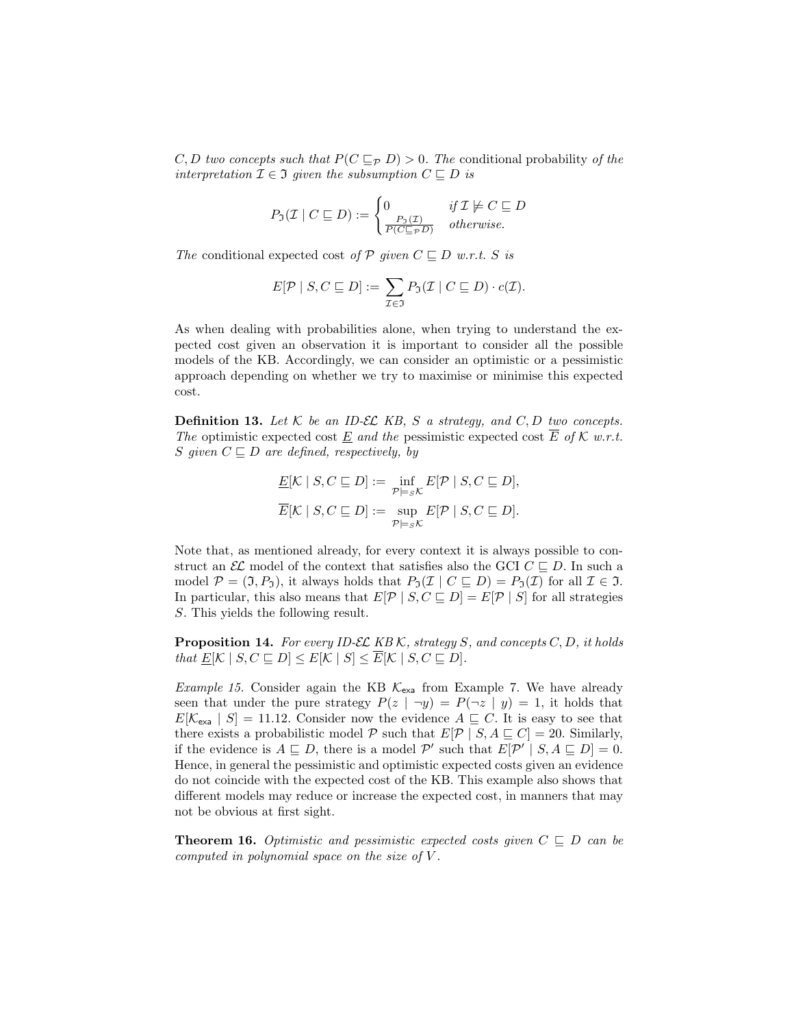$C, D$ *two concepts such that* $P(C \sqsubseteq_{\mathcal{P}} D) > 0$. *The* conditional probability *of the interpretation* $\mathcal{I} \in \mathfrak{I}$ *given the subsumption* $C \sqsubseteq D$ *is*

$$P_{\mathfrak{I}}(\mathcal{I} \mid C \sqsubseteq D) := \begin{cases} 0 & \text{if } \mathcal{I} \not\models C \sqsubseteq D \\ \frac{P_{\mathfrak{I}}(\mathcal{I})}{P(C \sqsubseteq_{\mathcal{P}} D)} & \text{otherwise.} \end{cases}$$

*The* conditional expected cost *of* $\mathcal{P}$ *given* $C \sqsubseteq D$ *w.r.t.* $S$ *is*

$$E[\mathcal{P} \mid S, C \sqsubseteq D] := \sum_{\mathcal{I} \in \mathfrak{I}} P_{\mathfrak{I}}(\mathcal{I} \mid C \sqsubseteq D) \cdot c(\mathcal{I}).$$

As when dealing with probabilities alone, when trying to understand the expected cost given an observation it is important to consider all the possible models of the KB. Accordingly, we can consider an optimistic or a pessimistic approach depending on whether we try to maximise or minimise this expected cost.

**Definition 13.** *Let* $\mathcal{K}$ *be an ID-*$\mathcal{EL}$ *KB,* $S$ *a strategy, and* $C, D$ *two concepts. The* optimistic expected cost $\underline{E}$ *and the* pessimistic expected cost $\overline{E}$ *of* $\mathcal{K}$ *w.r.t.* $S$ *given* $C \sqsubseteq D$ *are defined, respectively, by*

$$\underline{E}[\mathcal{K} \mid S, C \sqsubseteq D] := \inf_{\mathcal{P} \models_S \mathcal{K}} E[\mathcal{P} \mid S, C \sqsubseteq D],$$

$$\overline{E}[\mathcal{K} \mid S, C \sqsubseteq D] := \sup_{\mathcal{P} \models_S \mathcal{K}} E[\mathcal{P} \mid S, C \sqsubseteq D].$$

Note that, as mentioned already, for every context it is always possible to construct an $\mathcal{EL}$ model of the context that satisfies also the GCI $C \sqsubseteq D$. In such a model $\mathcal{P} = (\mathfrak{I}, P_{\mathfrak{I}})$, it always holds that $P_{\mathfrak{I}}(\mathcal{I} \mid C \sqsubseteq D) = P_{\mathfrak{I}}(\mathcal{I})$ for all $\mathcal{I} \in \mathfrak{I}$. In particular, this also means that $E[\mathcal{P} \mid S, C \sqsubseteq D] = E[\mathcal{P} \mid S]$ for all strategies $S$. This yields the following result.

**Proposition 14.** *For every ID-*$\mathcal{EL}$ *KB* $\mathcal{K}$*, strategy* $S$*, and concepts* $C, D$*, it holds that* $\underline{E}[\mathcal{K} \mid S, C \sqsubseteq D] \leq E[\mathcal{K} \mid S] \leq \overline{E}[\mathcal{K} \mid S, C \sqsubseteq D]$.

*Example 15.* Consider again the KB $\mathcal{K}_{\mathsf{exa}}$ from Example 7. We have already seen that under the pure strategy $P(z \mid \neg y) = P(\neg z \mid y) = 1$, it holds that $E[\mathcal{K}_{\mathsf{exa}} \mid S] = 11.12$. Consider now the evidence $A \sqsubseteq C$. It is easy to see that there exists a probabilistic model $\mathcal{P}$ such that $E[\mathcal{P} \mid S, A \sqsubseteq C] = 20$. Similarly, if the evidence is $A \sqsubseteq D$, there is a model $\mathcal{P}'$ such that $E[\mathcal{P}' \mid S, A \sqsubseteq D] = 0$. Hence, in general the pessimistic and optimistic expected costs given an evidence do not coincide with the expected cost of the KB. This example also shows that different models may reduce or increase the expected cost, in manners that may not be obvious at first sight.

**Theorem 16.** *Optimistic and pessimistic expected costs given* $C \sqsubseteq D$ *can be computed in polynomial space on the size of* $V$.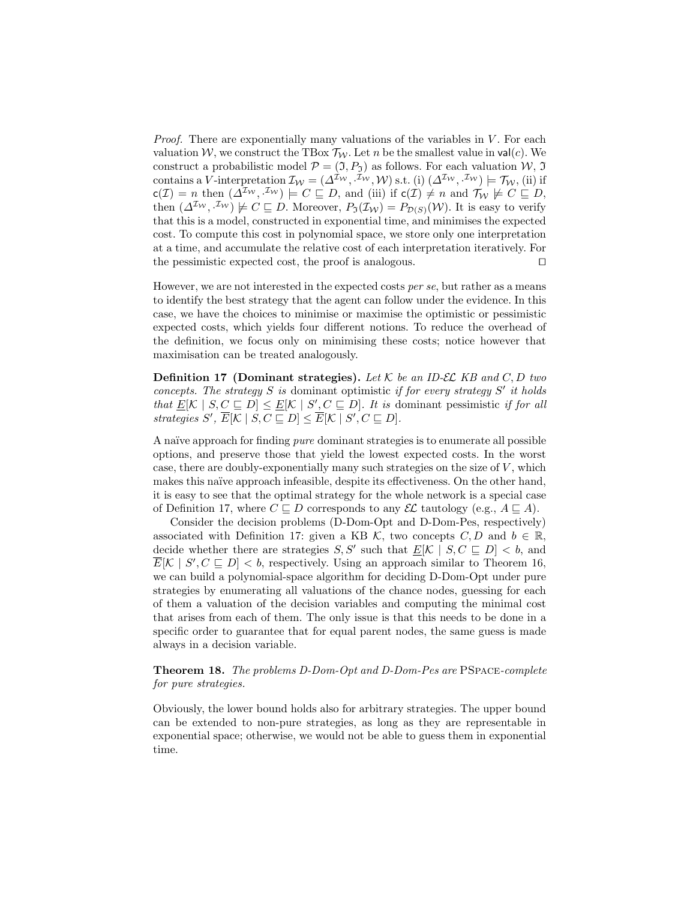*Proof.* There are exponentially many valuations of the variables in $V$. For each valuation $\mathcal{W}$, we construct the TBox $\mathcal{T}_{\mathcal{W}}$. Let $n$ be the smallest value in $\mathsf{val}(c)$. We construct a probabilistic model $\mathcal{P} = (\mathfrak{I}, P_{\mathfrak{I}})$ as follows. For each valuation $\mathcal{W}$, $\mathfrak{I}$ contains a $V$-interpretation $\mathcal{I}_{\mathcal{W}} = (\Delta^{\mathcal{I}_{\mathcal{W}}}, \cdot^{\mathcal{I}_{\mathcal{W}}}, \mathcal{W})$ s.t. (i) $(\Delta^{\mathcal{I}_{\mathcal{W}}}, \cdot^{\mathcal{I}_{\mathcal{W}}}) \models \mathcal{T}_{\mathcal{W}}$, (ii) if $\mathsf{c}(\mathcal{I}) = n$ then $(\Delta^{\mathcal{I}_{\mathcal{W}}}, \cdot^{\mathcal{I}_{\mathcal{W}}}) \models C \sqsubseteq D$, and (iii) if $\mathsf{c}(\mathcal{I}) \neq n$ and $\mathcal{T}_{\mathcal{W}} \not\models C \sqsubseteq D$, then $(\Delta^{\mathcal{I}_{\mathcal{W}}}, \cdot^{\mathcal{I}_{\mathcal{W}}}) \not\models C \sqsubseteq D$. Moreover, $P_{\mathfrak{I}}(\mathcal{I}_{\mathcal{W}}) = P_{\mathcal{D}(S)}(\mathcal{W})$. It is easy to verify that this is a model, constructed in exponential time, and minimises the expected cost. To compute this cost in polynomial space, we store only one interpretation at a time, and accumulate the relative cost of each interpretation iteratively. For the pessimistic expected cost, the proof is analogous. $\square$

However, we are not interested in the expected costs *per se*, but rather as a means to identify the best strategy that the agent can follow under the evidence. In this case, we have the choices to minimise or maximise the optimistic or pessimistic expected costs, which yields four different notions. To reduce the overhead of the definition, we focus only on minimising these costs; notice however that maximisation can be treated analogously.

**Definition 17 (Dominant strategies).** *Let $\mathcal{K}$ be an ID-$\mathcal{EL}$ KB and $C, D$ two concepts. The strategy $S$ is* dominant optimistic *if for every strategy $S'$ it holds that $\underline{E}[\mathcal{K} \mid S, C \sqsubseteq D] \leq \underline{E}[\mathcal{K} \mid S', C \sqsubseteq D]$. It is* dominant pessimistic *if for all strategies $S'$, $\overline{E}[\mathcal{K} \mid S, C \sqsubseteq D] \leq \overline{E}[\mathcal{K} \mid S', C \sqsubseteq D]$.*

A naïve approach for finding *pure* dominant strategies is to enumerate all possible options, and preserve those that yield the lowest expected costs. In the worst case, there are doubly-exponentially many such strategies on the size of $V$, which makes this naïve approach infeasible, despite its effectiveness. On the other hand, it is easy to see that the optimal strategy for the whole network is a special case of Definition 17, where $C \sqsubseteq D$ corresponds to any $\mathcal{EL}$ tautology (e.g., $A \sqsubseteq A$).

Consider the decision problems (D-Dom-Opt and D-Dom-Pes, respectively) associated with Definition 17: given a KB $\mathcal{K}$, two concepts $C, D$ and $b \in \mathbb{R}$, decide whether there are strategies $S, S'$ such that $\underline{E}[\mathcal{K} \mid S, C \sqsubseteq D] < b$, and $\overline{E}[\mathcal{K} \mid S', C \sqsubseteq D] < b$, respectively. Using an approach similar to Theorem 16, we can build a polynomial-space algorithm for deciding D-Dom-Opt under pure strategies by enumerating all valuations of the chance nodes, guessing for each of them a valuation of the decision variables and computing the minimal cost that arises from each of them. The only issue is that this needs to be done in a specific order to guarantee that for equal parent nodes, the same guess is made always in a decision variable.

**Theorem 18.** *The problems D-Dom-Opt and D-Dom-Pes are* PSpace*-complete for pure strategies.*

Obviously, the lower bound holds also for arbitrary strategies. The upper bound can be extended to non-pure strategies, as long as they are representable in exponential space; otherwise, we would not be able to guess them in exponential time.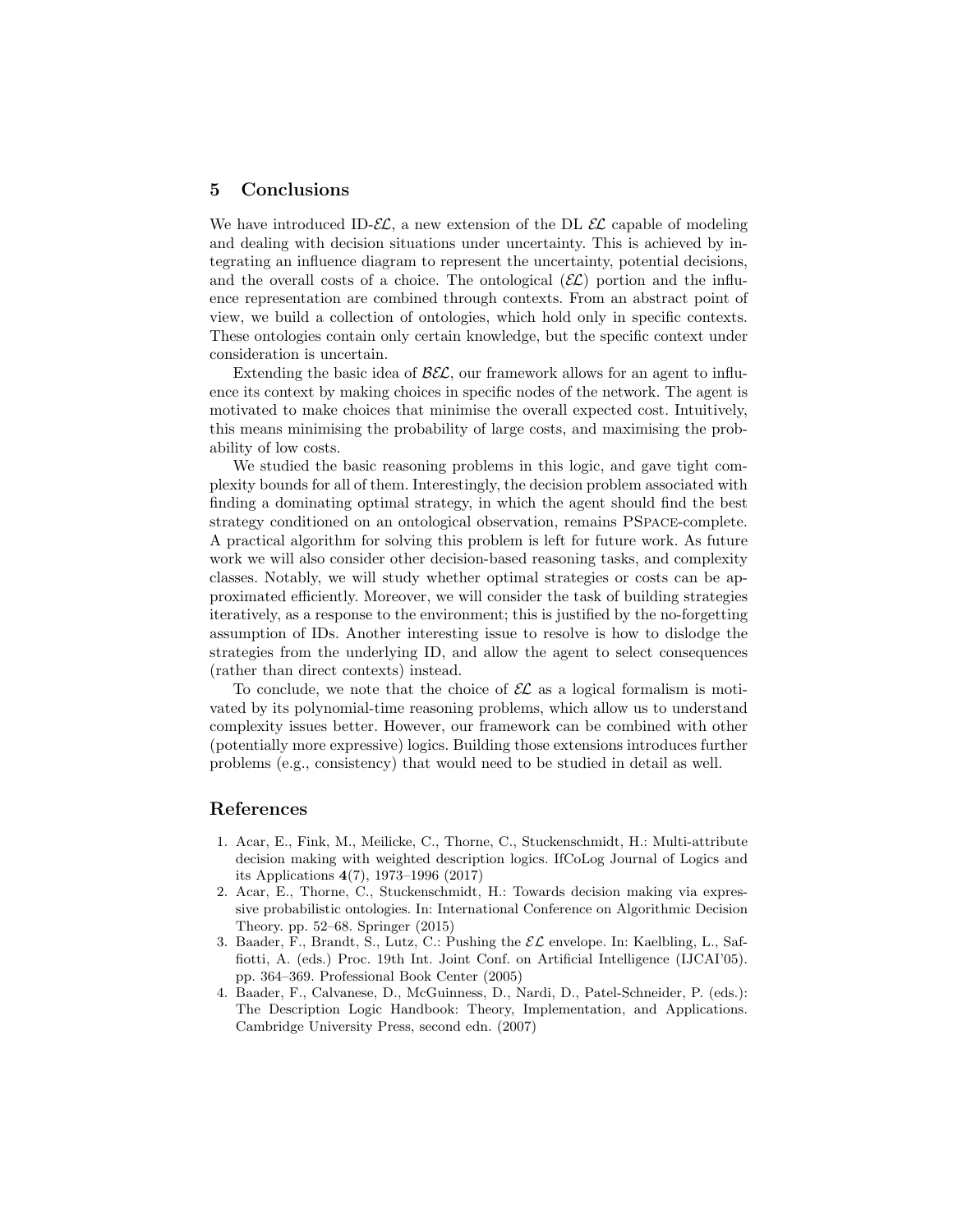## 5 Conclusions

We have introduced ID-$\mathcal{EL}$, a new extension of the DL $\mathcal{EL}$ capable of modeling and dealing with decision situations under uncertainty. This is achieved by integrating an influence diagram to represent the uncertainty, potential decisions, and the overall costs of a choice. The ontological ($\mathcal{EL}$) portion and the influence representation are combined through contexts. From an abstract point of view, we build a collection of ontologies, which hold only in specific contexts. These ontologies contain only certain knowledge, but the specific context under consideration is uncertain.

Extending the basic idea of $\mathcal{BEL}$, our framework allows for an agent to influence its context by making choices in specific nodes of the network. The agent is motivated to make choices that minimise the overall expected cost. Intuitively, this means minimising the probability of large costs, and maximising the probability of low costs.

We studied the basic reasoning problems in this logic, and gave tight complexity bounds for all of them. Interestingly, the decision problem associated with finding a dominating optimal strategy, in which the agent should find the best strategy conditioned on an ontological observation, remains PSPACE-complete. A practical algorithm for solving this problem is left for future work. As future work we will also consider other decision-based reasoning tasks, and complexity classes. Notably, we will study whether optimal strategies or costs can be approximated efficiently. Moreover, we will consider the task of building strategies iteratively, as a response to the environment; this is justified by the no-forgetting assumption of IDs. Another interesting issue to resolve is how to dislodge the strategies from the underlying ID, and allow the agent to select consequences (rather than direct contexts) instead.

To conclude, we note that the choice of $\mathcal{EL}$ as a logical formalism is motivated by its polynomial-time reasoning problems, which allow us to understand complexity issues better. However, our framework can be combined with other (potentially more expressive) logics. Building those extensions introduces further problems (e.g., consistency) that would need to be studied in detail as well.

## References

1. Acar, E., Fink, M., Meilicke, C., Thorne, C., Stuckenschmidt, H.: Multi-attribute decision making with weighted description logics. IfCoLog Journal of Logics and its Applications **4**(7), 1973–1996 (2017)
2. Acar, E., Thorne, C., Stuckenschmidt, H.: Towards decision making via expressive probabilistic ontologies. In: International Conference on Algorithmic Decision Theory. pp. 52–68. Springer (2015)
3. Baader, F., Brandt, S., Lutz, C.: Pushing the $\mathcal{EL}$ envelope. In: Kaelbling, L., Saffiotti, A. (eds.) Proc. 19th Int. Joint Conf. on Artificial Intelligence (IJCAI'05). pp. 364–369. Professional Book Center (2005)
4. Baader, F., Calvanese, D., McGuinness, D., Nardi, D., Patel-Schneider, P. (eds.): The Description Logic Handbook: Theory, Implementation, and Applications. Cambridge University Press, second edn. (2007)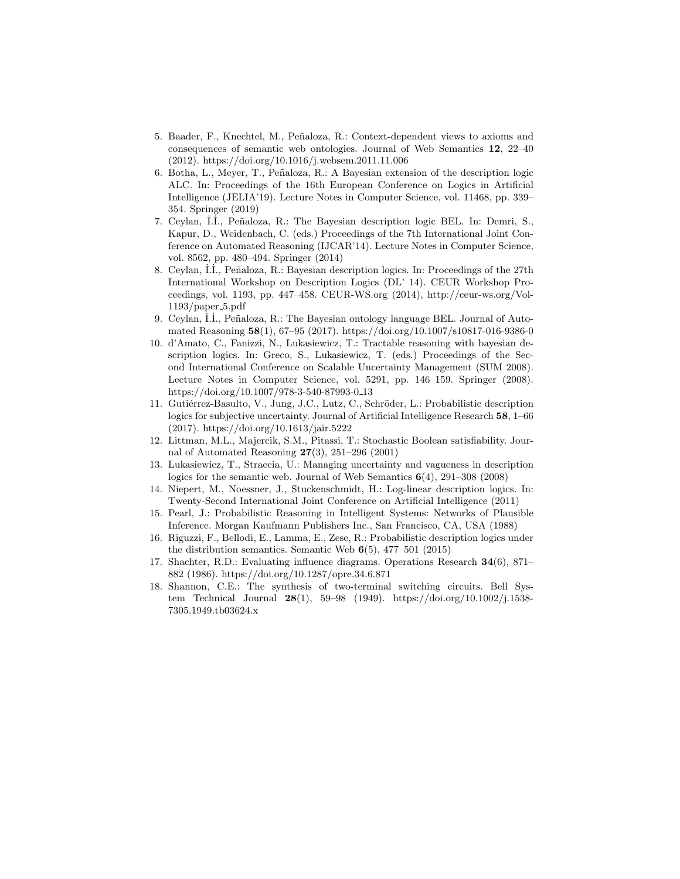5. Baader, F., Knechtel, M., Peñaloza, R.: Context-dependent views to axioms and consequences of semantic web ontologies. Journal of Web Semantics **12**, 22–40 (2012). https://doi.org/10.1016/j.websem.2011.11.006
6. Botha, L., Meyer, T., Peñaloza, R.: A Bayesian extension of the description logic ALC. In: Proceedings of the 16th European Conference on Logics in Artificial Intelligence (JELIA'19). Lecture Notes in Computer Science, vol. 11468, pp. 339–354. Springer (2019)
7. Ceylan, İ.İ., Peñaloza, R.: The Bayesian description logic BEL. In: Demri, S., Kapur, D., Weidenbach, C. (eds.) Proceedings of the 7th International Joint Conference on Automated Reasoning (IJCAR'14). Lecture Notes in Computer Science, vol. 8562, pp. 480–494. Springer (2014)
8. Ceylan, İ.İ., Peñaloza, R.: Bayesian description logics. In: Proceedings of the 27th International Workshop on Description Logics (DL' 14). CEUR Workshop Proceedings, vol. 1193, pp. 447–458. CEUR-WS.org (2014), http://ceur-ws.org/Vol-1193/paper_5.pdf
9. Ceylan, İ.İ., Peñaloza, R.: The Bayesian ontology language BEL. Journal of Automated Reasoning **58**(1), 67–95 (2017). https://doi.org/10.1007/s10817-016-9386-0
10. d'Amato, C., Fanizzi, N., Lukasiewicz, T.: Tractable reasoning with bayesian description logics. In: Greco, S., Lukasiewicz, T. (eds.) Proceedings of the Second International Conference on Scalable Uncertainty Management (SUM 2008). Lecture Notes in Computer Science, vol. 5291, pp. 146–159. Springer (2008). https://doi.org/10.1007/978-3-540-87993-0_13
11. Gutiérrez-Basulto, V., Jung, J.C., Lutz, C., Schröder, L.: Probabilistic description logics for subjective uncertainty. Journal of Artificial Intelligence Research **58**, 1–66 (2017). https://doi.org/10.1613/jair.5222
12. Littman, M.L., Majercik, S.M., Pitassi, T.: Stochastic Boolean satisfiability. Journal of Automated Reasoning **27**(3), 251–296 (2001)
13. Lukasiewicz, T., Straccia, U.: Managing uncertainty and vagueness in description logics for the semantic web. Journal of Web Semantics **6**(4), 291–308 (2008)
14. Niepert, M., Noessner, J., Stuckenschmidt, H.: Log-linear description logics. In: Twenty-Second International Joint Conference on Artificial Intelligence (2011)
15. Pearl, J.: Probabilistic Reasoning in Intelligent Systems: Networks of Plausible Inference. Morgan Kaufmann Publishers Inc., San Francisco, CA, USA (1988)
16. Riguzzi, F., Bellodi, E., Lamma, E., Zese, R.: Probabilistic description logics under the distribution semantics. Semantic Web **6**(5), 477–501 (2015)
17. Shachter, R.D.: Evaluating influence diagrams. Operations Research **34**(6), 871–882 (1986). https://doi.org/10.1287/opre.34.6.871
18. Shannon, C.E.: The synthesis of two-terminal switching circuits. Bell System Technical Journal **28**(1), 59–98 (1949). https://doi.org/10.1002/j.1538-7305.1949.tb03624.x